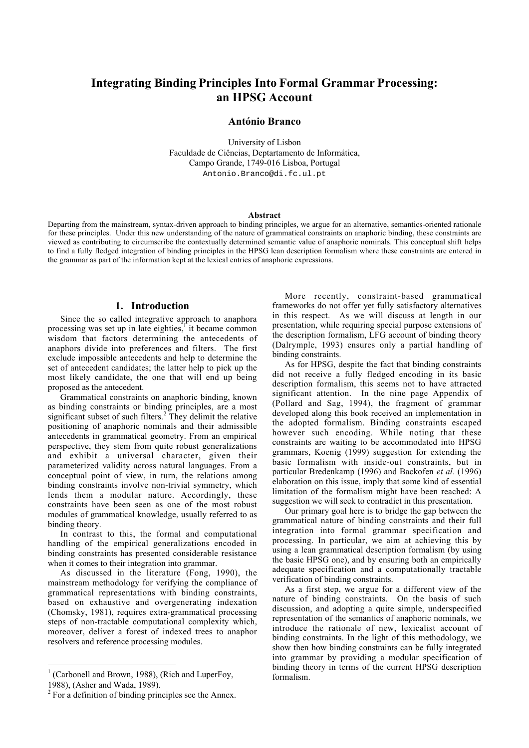# Integrating Binding Principles Into Formal Grammar Processing: an HPSG Account

**António Branco**

University of Lisbon
Faculdade de Ciências, Deptartamento de Informática,
Campo Grande, 1749-016 Lisboa, Portugal
Antonio.Branco@di.fc.ul.pt

### Abstract

Departing from the mainstream, syntax-driven approach to binding principles, we argue for an alternative, semantics-oriented rationale for these principles. Under this new understanding of the nature of grammatical constraints on anaphoric binding, these constraints are viewed as contributing to circumscribe the contextually determined semantic value of anaphoric nominals. This conceptual shift helps to find a fully fledged integration of binding principles in the HPSG lean description formalism where these constraints are entered in the grammar as part of the information kept at the lexical entries of anaphoric expressions.

## 1. Introduction

Since the so called integrative approach to anaphora processing was set up in late eighties,[1] it became common wisdom that factors determining the antecedents of anaphors divide into preferences and filters. The first exclude impossible antecedents and help to determine the set of antecedent candidates; the latter help to pick up the most likely candidate, the one that will end up being proposed as the antecedent.

Grammatical constraints on anaphoric binding, known as binding constraints or binding principles, are a most significant subset of such filters.[2] They delimit the relative positioning of anaphoric nominals and their admissible antecedents in grammatical geometry. From an empirical perspective, they stem from quite robust generalizations and exhibit a universal character, given their parameterized validity across natural languages. From a conceptual point of view, in turn, the relations among binding constraints involve non-trivial symmetry, which lends them a modular nature. Accordingly, these constraints have been seen as one of the most robust modules of grammatical knowledge, usually referred to as binding theory.

In contrast to this, the formal and computational handling of the empirical generalizations encoded in binding constraints has presented considerable resistance when it comes to their integration into grammar.

As discussed in the literature (Fong, 1990), the mainstream methodology for verifying the compliance of grammatical representations with binding constraints, based on exhaustive and overgenerating indexation (Chomsky, 1981), requires extra-grammatical processing steps of non-tractable computational complexity which, moreover, deliver a forest of indexed trees to anaphor resolvers and reference processing modules.

More recently, constraint-based grammatical frameworks do not offer yet fully satisfactory alternatives in this respect. As we will discuss at length in our presentation, while requiring special purpose extensions of the description formalism, LFG account of binding theory (Dalrymple, 1993) ensures only a partial handling of binding constraints.

As for HPSG, despite the fact that binding constraints did not receive a fully fledged encoding in its basic description formalism, this seems not to have attracted significant attention. In the nine page Appendix of (Pollard and Sag, 1994), the fragment of grammar developed along this book received an implementation in the adopted formalism. Binding constraints escaped however such encoding. While noting that these constraints are waiting to be accommodated into HPSG grammars, Koenig (1999) suggestion for extending the basic formalism with inside-out constraints, but in particular Bredenkamp (1996) and Backofen *et al.* (1996) elaboration on this issue, imply that some kind of essential limitation of the formalism might have been reached: A suggestion we will seek to contradict in this presentation.

Our primary goal here is to bridge the gap between the grammatical nature of binding constraints and their full integration into formal grammar specification and processing. In particular, we aim at achieving this by using a lean grammatical description formalism (by using the basic HPSG one), and by ensuring both an empirically adequate specification and a computationally tractable verification of binding constraints.

As a first step, we argue for a different view of the nature of binding constraints. On the basis of such discussion, and adopting a quite simple, underspecified representation of the semantics of anaphoric nominals, we introduce the rationale of new, lexicalist account of binding constraints. In the light of this methodology, we show then how binding constraints can be fully integrated into grammar by providing a modular specification of binding theory in terms of the current HPSG description formalism.

---

[1] (Carbonell and Brown, 1988), (Rich and LuperFoy, 1988), (Asher and Wada, 1989).

[2] For a definition of binding principles see the Annex.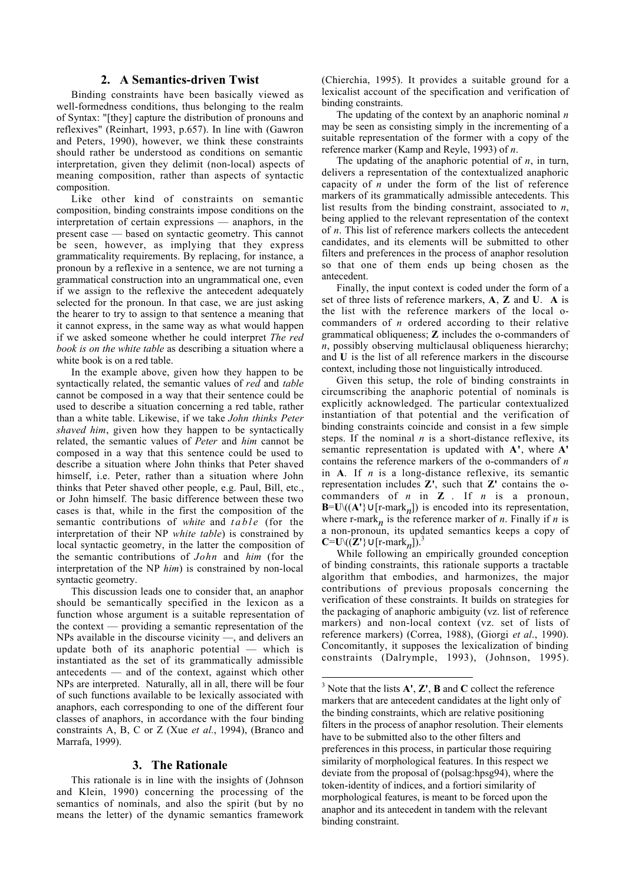## 2. A Semantics-driven Twist

Binding constraints have been basically viewed as well-formedness conditions, thus belonging to the realm of Syntax: "[they] capture the distribution of pronouns and reflexives" (Reinhart, 1993, p.657). In line with (Gawron and Peters, 1990), however, we think these constraints should rather be understood as conditions on semantic interpretation, given they delimit (non-local) aspects of meaning composition, rather than aspects of syntactic composition.

Like other kind of constraints on semantic composition, binding constraints impose conditions on the interpretation of certain expressions — anaphors, in the present case — based on syntactic geometry. This cannot be seen, however, as implying that they express grammaticality requirements. By replacing, for instance, a pronoun by a reflexive in a sentence, we are not turning a grammatical construction into an ungrammatical one, even if we assign to the reflexive the antecedent adequately selected for the pronoun. In that case, we are just asking the hearer to try to assign to that sentence a meaning that it cannot express, in the same way as what would happen if we asked someone whether he could interpret *The red book is on the white table* as describing a situation where a white book is on a red table.

In the example above, given how they happen to be syntactically related, the semantic values of *red* and *table* cannot be composed in a way that their sentence could be used to describe a situation concerning a red table, rather than a white table. Likewise, if we take *John thinks Peter shaved him*, given how they happen to be syntactically related, the semantic values of *Peter* and *him* cannot be composed in a way that this sentence could be used to describe a situation where John thinks that Peter shaved himself, i.e. Peter, rather than a situation where John thinks that Peter shaved other people, e.g. Paul, Bill, etc., or John himself. The basic difference between these two cases is that, while in the first the composition of the semantic contributions of *white* and *table* (for the interpretation of their NP *white table*) is constrained by local syntactic geometry, in the latter the composition of the semantic contributions of *John* and *him* (for the interpretation of the NP *him*) is constrained by non-local syntactic geometry.

This discussion leads one to consider that, an anaphor should be semantically specified in the lexicon as a function whose argument is a suitable representation of the context — providing a semantic representation of the NPs available in the discourse vicinity —, and delivers an update both of its anaphoric potential — which is instantiated as the set of its grammatically admissible antecedents — and of the context, against which other NPs are interpreted. Naturally, all in all, there will be four of such functions available to be lexically associated with anaphors, each corresponding to one of the different four classes of anaphors, in accordance with the four binding constraints A, B, C or Z (Xue *et al.*, 1994), (Branco and Marrafa, 1999).

## 3. The Rationale

This rationale is in line with the insights of (Johnson and Klein, 1990) concerning the processing of the semantics of nominals, and also the spirit (but by no means the letter) of the dynamic semantics framework (Chierchia, 1995). It provides a suitable ground for a lexicalist account of the specification and verification of binding constraints.

The updating of the context by an anaphoric nominal $n$ may be seen as consisting simply in the incrementing of a suitable representation of the former with a copy of the reference marker (Kamp and Reyle, 1993) of $n$.

The updating of the anaphoric potential of $n$, in turn, delivers a representation of the contextualized anaphoric capacity of $n$ under the form of the list of reference markers of its grammatically admissible antecedents. This list results from the binding constraint, associated to $n$, being applied to the relevant representation of the context of $n$. This list of reference markers collects the antecedent candidates, and its elements will be submitted to other filters and preferences in the process of anaphor resolution so that one of them ends up being chosen as the antecedent.

Finally, the input context is coded under the form of a set of three lists of reference markers, **A**, **Z** and **U**. **A** is the list with the reference markers of the local o-commanders of $n$ ordered according to their relative grammatical obliqueness; **Z** includes the o-commanders of $n$, possibly observing multiclausal obliqueness hierarchy; and **U** is the list of all reference markers in the discourse context, including those not linguistically introduced.

Given this setup, the role of binding constraints in circumscribing the anaphoric potential of nominals is explicitly acknowledged. The particular contextualized instantiation of that potential and the verification of binding constraints coincide and consist in a few simple steps. If the nominal $n$ is a short-distance reflexive, its semantic representation is updated with **A'**, where **A'** contains the reference markers of the o-commanders of $n$ in **A**. If $n$ is a long-distance reflexive, its semantic representation includes **Z'**, such that **Z'** contains the o-commanders of $n$ in **Z** . If $n$ is a pronoun, $\mathbf{B}=\mathbf{U}\backslash(\mathbf{A'}\cup[\text{r-mark}_n])$ is encoded into its representation, where r-mark$_n$ is the reference marker of $n$. Finally if $n$ is a non-pronoun, its updated semantics keeps a copy of $\mathbf{C}=\mathbf{U}\backslash(\mathbf{Z'}\cup[\text{r-mark}_n])$.[3]

While following an empirically grounded conception of binding constraints, this rationale supports a tractable algorithm that embodies, and harmonizes, the major contributions of previous proposals concerning the verification of these constraints. It builds on strategies for the packaging of anaphoric ambiguity (vz. list of reference markers) and non-local context (vz. set of lists of reference markers) (Correa, 1988), (Giorgi *et al*., 1990). Concomitantly, it supposes the lexicalization of binding constraints (Dalrymple, 1993), (Johnson, 1995).

[3] Note that the lists **A'**, **Z'**, **B** and **C** collect the reference markers that are antecedent candidates at the light only of the binding constraints, which are relative positioning filters in the process of anaphor resolution. Their elements have to be submitted also to the other filters and preferences in this process, in particular those requiring similarity of morphological features. In this respect we deviate from the proposal of (polsag:hpsg94), where the token-identity of indices, and a fortiori similarity of morphological features, is meant to be forced upon the anaphor and its antecedent in tandem with the relevant binding constraint.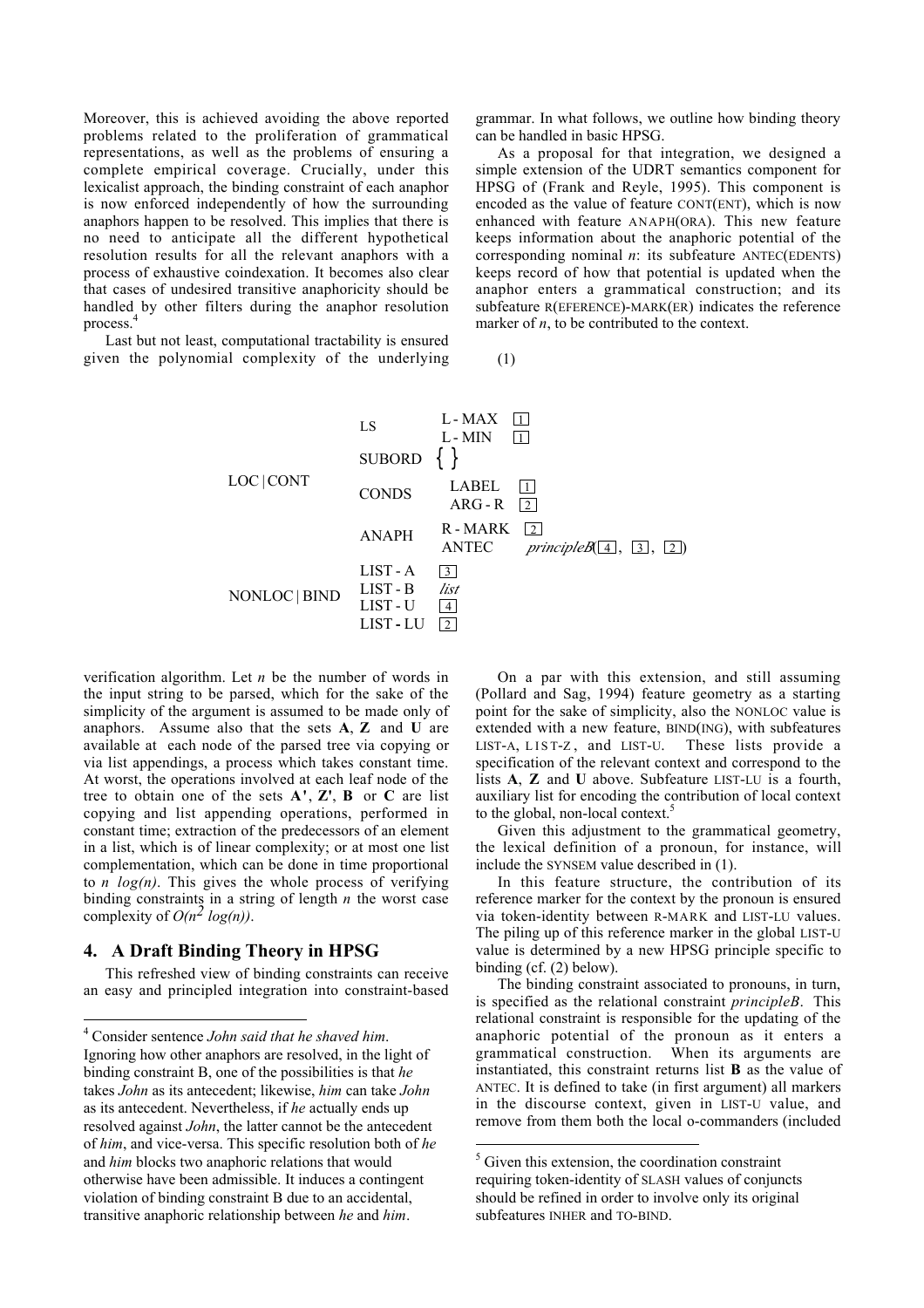Moreover, this is achieved avoiding the above reported problems related to the proliferation of grammatical representations, as well as the problems of ensuring a complete empirical coverage. Crucially, under this lexicalist approach, the binding constraint of each anaphor is now enforced independently of how the surrounding anaphors happen to be resolved. This implies that there is no need to anticipate all the different hypothetical resolution results for all the relevant anaphors with a process of exhaustive coindexation. It becomes also clear that cases of undesired transitive anaphoricity should be handled by other filters during the anaphor resolution process.[4]

Last but not least, computational tractability is ensured given the polynomial complexity of the underlying verification algorithm. Let *n* be the number of words in the input string to be parsed, which for the sake of the simplicity of the argument is assumed to be made only of anaphors. Assume also that the sets **A**, **Z** and **U** are available at each node of the parsed tree via copying or via list appendings, a process which takes constant time. At worst, the operations involved at each leaf node of the tree to obtain one of the sets **A'**, **Z'**, **B** or **C** are list copying and list appending operations, performed in constant time; extraction of the predecessors of an element in a list, which is of linear complexity; or at most one list complementation, which can be done in time proportional to $n \log(n)$. This gives the whole process of verifying binding constraints in a string of length *n* the worst case complexity of $O(n^2 \log(n))$.

## 4. A Draft Binding Theory in HPSG

This refreshed view of binding constraints can receive an easy and principled integration into constraint-based grammar. In what follows, we outline how binding theory can be handled in basic HPSG.

As a proposal for that integration, we designed a simple extension of the UDRT semantics component for HPSG of (Frank and Reyle, 1995). This component is encoded as the value of feature CONT(ENT), which is now enhanced with feature ANAPH(ORA). This new feature keeps information about the anaphoric potential of the corresponding nominal *n*: its subfeature ANTEC(EDENTS) keeps record of how that potential is updated when the anaphor enters a grammatical construction; and its subfeature R(EFERENCE)-MARK(ER) indicates the reference marker of *n*, to be contributed to the context.

(1)

```
LOC|CONT      LS       [ L-MAX  [1]
                         L-MIN  [1] ]
              SUBORD   { }
              CONDS    [ LABEL  [1]
                         ARG-R  [2] ]
              ANAPH    [ R-MARK [2]
                         ANTEC  principleB([4], [3], [2]) ]
NONLOC|BIND   LIST-A   [3]
              LIST-B   list
              LIST-U   [4]
              LIST-LU  [2]
```

On a par with this extension, and still assuming (Pollard and Sag, 1994) feature geometry as a starting point for the sake of simplicity, also the NONLOC value is extended with a new feature, BIND(ING), with subfeatures LIST-A, LIST-Z, and LIST-U. These lists provide a specification of the relevant context and correspond to the lists **A**, **Z** and **U** above. Subfeature LIST-LU is a fourth, auxiliary list for encoding the contribution of local context to the global, non-local context.[5]

Given this adjustment to the grammatical geometry, the lexical definition of a pronoun, for instance, will include the SYNSEM value described in (1).

In this feature structure, the contribution of its reference marker for the context by the pronoun is ensured via token-identity between R-MARK and LIST-LU values. The piling up of this reference marker in the global LIST-U value is determined by a new HPSG principle specific to binding (cf. (2) below).

The binding constraint associated to pronouns, in turn, is specified as the relational constraint *principleB*. This relational constraint is responsible for the updating of the anaphoric potential of the pronoun as it enters a grammatical construction. When its arguments are instantiated, this constraint returns list **B** as the value of ANTEC. It is defined to take (in first argument) all markers in the discourse context, given in LIST-U value, and remove from them both the local o-commanders (included

---

[4] Consider sentence *John said that he shaved him*. Ignoring how other anaphors are resolved, in the light of binding constraint B, one of the possibilities is that *he* takes *John* as its antecedent; likewise, *him* can take *John* as its antecedent. Nevertheless, if *he* actually ends up resolved against *John*, the latter cannot be the antecedent of *him*, and vice-versa. This specific resolution both of *he* and *him* blocks two anaphoric relations that would otherwise have been admissible. It induces a contingent violation of binding constraint B due to an accidental, transitive anaphoric relationship between *he* and *him*.

[5] Given this extension, the coordination constraint requiring token-identity of SLASH values of conjuncts should be refined in order to involve only its original subfeatures INHER and TO-BIND.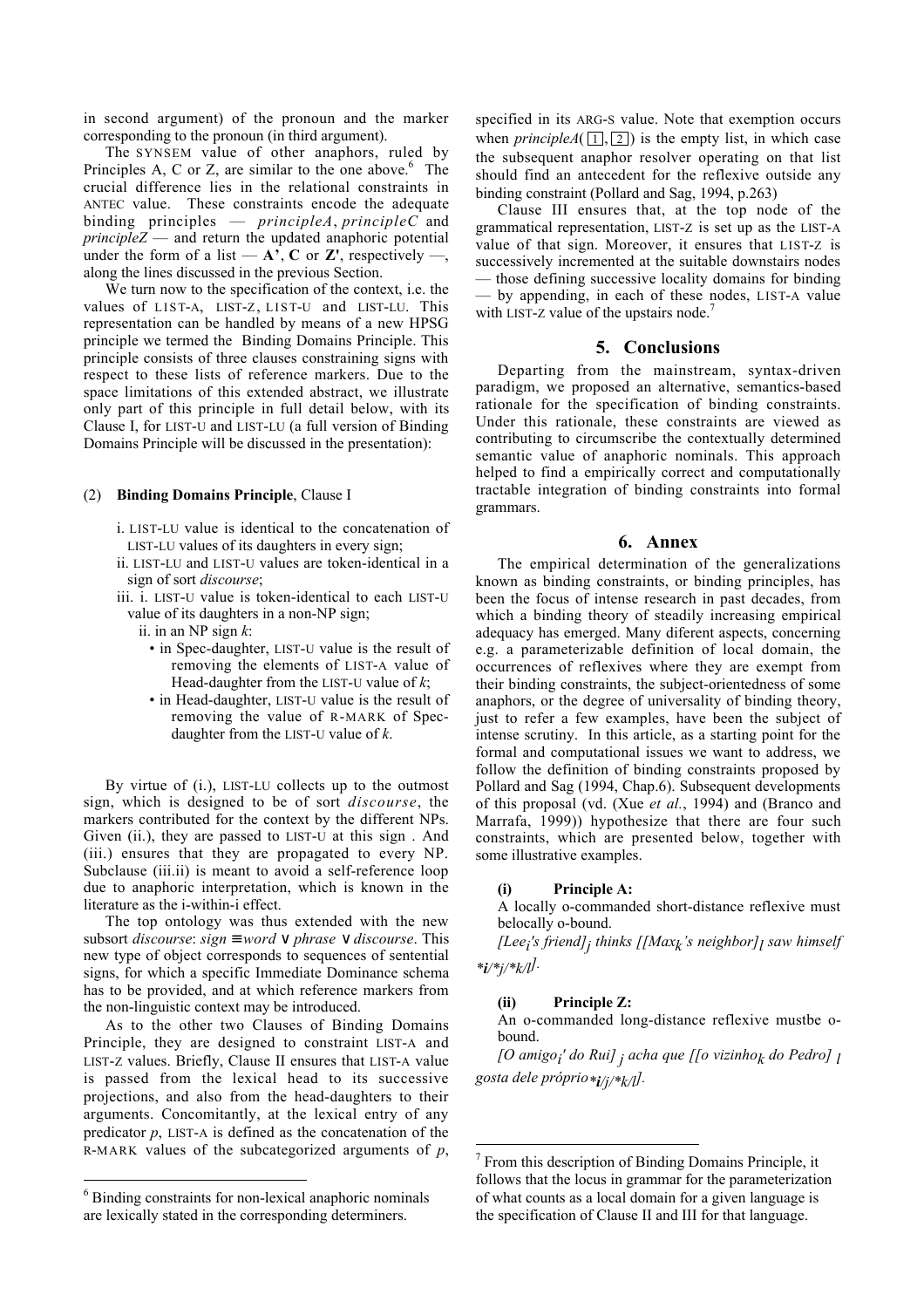in second argument) of the pronoun and the marker corresponding to the pronoun (in third argument).

The SYNSEM value of other anaphors, ruled by Principles A, C or Z, are similar to the one above.[6] The crucial difference lies in the relational constraints in ANTEC value. These constraints encode the adequate binding principles — *principleA*, *principleC* and *principleZ* — and return the updated anaphoric potential under the form of a list — **A'**, **C** or **Z'**, respectively —, along the lines discussed in the previous Section.

We turn now to the specification of the context, i.e. the values of LIST-A, LIST-Z, LIST-U and LIST-LU. This representation can be handled by means of a new HPSG principle we termed the Binding Domains Principle. This principle consists of three clauses constraining signs with respect to these lists of reference markers. Due to the space limitations of this extended abstract, we illustrate only part of this principle in full detail below, with its Clause I, for LIST-U and LIST-LU (a full version of Binding Domains Principle will be discussed in the presentation):

(2) **Binding Domains Principle**, Clause I

- i. LIST-LU value is identical to the concatenation of LIST-LU values of its daughters in every sign;
- ii. LIST-LU and LIST-U values are token-identical in a sign of sort *discourse*;
- iii. i. LIST-U value is token-identical to each LIST-U value of its daughters in a non-NP sign;
  - ii. in an NP sign *k*:
    - in Spec-daughter, LIST-U value is the result of removing the elements of LIST-A value of Head-daughter from the LIST-U value of *k*;
    - in Head-daughter, LIST-U value is the result of removing the value of R-MARK of Spec-daughter from the LIST-U value of *k*.

By virtue of (i.), LIST-LU collects up to the outmost sign, which is designed to be of sort *discourse*, the markers contributed for the context by the different NPs. Given (ii.), they are passed to LIST-U at this sign . And (iii.) ensures that they are propagated to every NP. Subclause (iii.ii) is meant to avoid a self-reference loop due to anaphoric interpretation, which is known in the literature as the i-within-i effect.

The top ontology was thus extended with the new subsort *discourse*: *sign* ≡ *word* ∨ *phrase* ∨ *discourse*. This new type of object corresponds to sequences of sentential signs, for which a specific Immediate Dominance schema has to be provided, and at which reference markers from the non-linguistic context may be introduced.

As to the other two Clauses of Binding Domains Principle, they are designed to constraint LIST-A and LIST-Z values. Briefly, Clause II ensures that LIST-A value is passed from the lexical head to its successive projections, and also from the head-daughters to their arguments. Concomitantly, at the lexical entry of any predicator *p*, LIST-A is defined as the concatenation of the R-MARK values of the subcategorized arguments of *p*, specified in its ARG-S value. Note that exemption occurs when *principleA*( [1], [2] ) is the empty list, in which case the subsequent anaphor resolver operating on that list should find an antecedent for the reflexive outside any binding constraint (Pollard and Sag, 1994, p.263)

Clause III ensures that, at the top node of the grammatical representation, LIST-Z is set up as the LIST-A value of that sign. Moreover, it ensures that LIST-Z is successively incremented at the suitable downstairs nodes — those defining successive locality domains for binding — by appending, in each of these nodes, LIST-A value with LIST-Z value of the upstairs node.[7]

## 5. Conclusions

Departing from the mainstream, syntax-driven paradigm, we proposed an alternative, semantics-based rationale for the specification of binding constraints. Under this rationale, these constraints are viewed as contributing to circumscribe the contextually determined semantic value of anaphoric nominals. This approach helped to find a empirically correct and computationally tractable integration of binding constraints into formal grammars.

## 6. Annex

The empirical determination of the generalizations known as binding constraints, or binding principles, has been the focus of intense research in past decades, from which a binding theory of steadily increasing empirical adequacy has emerged. Many diferent aspects, concerning e.g. a parameterizable definition of local domain, the occurrences of reflexives where they are exempt from their binding constraints, the subject-orientedness of some anaphors, or the degree of universality of binding theory, just to refer a few examples, have been the subject of intense scrutiny. In this article, as a starting point for the formal and computational issues we want to address, we follow the definition of binding constraints proposed by Pollard and Sag (1994, Chap.6). Subsequent developments of this proposal (vd. (Xue *et al.*, 1994) and (Branco and Marrafa, 1999)) hypothesize that there are four such constraints, which are presented below, together with some illustrative examples.

**(i) Principle A:**

A locally o-commanded short-distance reflexive must belocally o-bound.

*[Lee$_i$'s friend]$_j$ thinks [[Max$_k$'s neighbor]$_l$ saw himself \*$_{i}$/\*$_{j}$/\*$_{k}$/$_{l}$].*

**(ii) Principle Z:**

An o-commanded long-distance reflexive mustbe o-bound.

*[O amigo$_i$' do Rui]$_j$ acha que [[o vizinho$_k$ do Pedro]$_l$ gosta dele próprio \*$_{i}$/$_{j}$/\*$_{k}$/$_{l}$].*

---

[6] Binding constraints for non-lexical anaphoric nominals are lexically stated in the corresponding determiners.

[7] From this description of Binding Domains Principle, it follows that the locus in grammar for the parameterization of what counts as a local domain for a given language is the specification of Clause II and III for that language.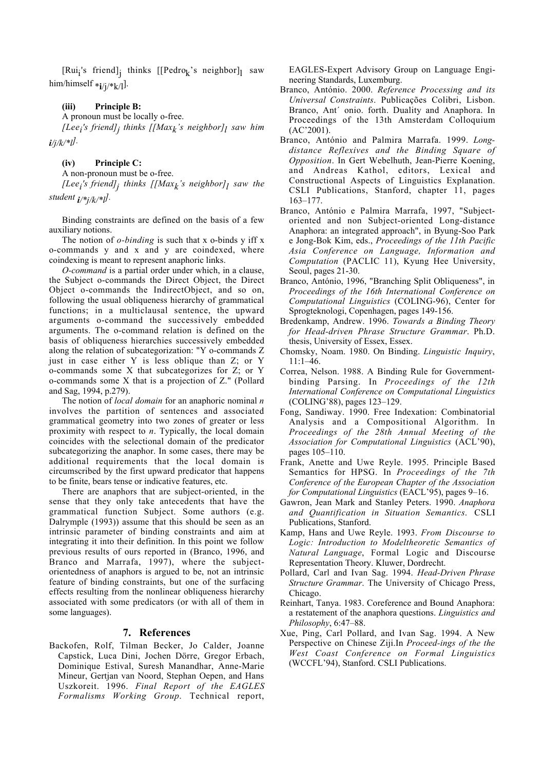[Rui$_i$'s friend]$_j$ thinks [[Pedro$_k$'s neighbor]$_l$ saw him/himself $_{*i/j/*k/l}$].

**(iii) Principle B:**

A pronoun must be locally o-free.

*[Lee$_i$'s friend]$_j$ thinks [[Max$_k$'s neighbor]$_l$ saw him $_{i/j/k/*l}$].*

**(iv) Principle C:**

A non-pronoun must be o-free.

*[Lee$_i$'s friend]$_j$ thinks [[Max$_k$'s neighbor]$_l$ saw the student $_{i/*j/k/*l}$].*

Binding constraints are defined on the basis of a few auxiliary notions.

The notion of *o-binding* is such that x o-binds y iff x o-commands y and x and y are coindexed, where coindexing is meant to represent anaphoric links.

*O-command* is a partial order under which, in a clause, the Subject o-commands the Direct Object, the Direct Object o-commands the IndirectObject, and so on, following the usual obliqueness hierarchy of grammatical functions; in a multiclausal sentence, the upward arguments o-command the successively embedded arguments. The o-command relation is defined on the basis of obliqueness hierarchies successively embedded along the relation of subcategorization: "Y o-commands Z just in case either Y is less oblique than Z; or Y o-commands some X that subcategorizes for Z; or Y o-commands some X that is a projection of Z." (Pollard and Sag, 1994, p.279).

The notion of *local domain* for an anaphoric nominal *n* involves the partition of sentences and associated grammatical geometry into two zones of greater or less proximity with respect to *n*. Typically, the local domain coincides with the selectional domain of the predicator subcategorizing the anaphor. In some cases, there may be additional requirements that the local domain is circumscribed by the first upward predicator that happens to be finite, bears tense or indicative features, etc.

There are anaphors that are subject-oriented, in the sense that they only take antecedents that have the grammatical function Subject. Some authors (e.g. Dalrymple (1993)) assume that this should be seen as an intrinsic parameter of binding constraints and aim at integrating it into their definition. In this point we follow previous results of ours reported in (Branco, 1996, and Branco and Marrafa, 1997), where the subject-orientedness of anaphors is argued to be, not an intrinsic feature of binding constraints, but one of the surfacing effects resulting from the nonlinear obliqueness hierarchy associated with some predicators (or with all of them in some languages).

## 7. References

Backofen, Rolf, Tilman Becker, Jo Calder, Joanne Capstick, Luca Dini, Jochen Dörre, Gregor Erbach, Dominique Estival, Suresh Manandhar, Anne-Marie Mineur, Gertjan van Noord, Stephan Oepen, and Hans Uszkoreit. 1996. *Final Report of the EAGLES Formalisms Working Group*. Technical report, EAGLES-Expert Advisory Group on Language Engineering Standards, Luxemburg.

Branco, António. 2000. *Reference Processing and its Universal Constraints*. Publicações Colibri, Lisbon. Branco, Ant´ onio. forth. Duality and Anaphora. In Proceedings of the 13th Amsterdam Colloquium (AC'2001).

Branco, António and Palmira Marrafa. 1999. *Long-distance Reflexives and the Binding Square of Opposition*. In Gert Webelhuth, Jean-Pierre Koening, and Andreas Kathol, editors, Lexical and Constructional Aspects of Linguistics Explanation. CSLI Publications, Stanford, chapter 11, pages 163–177.

Branco, António e Palmira Marrafa, 1997, "Subject-oriented and non Subject-oriented Long-distance Anaphora: an integrated approach", in Byung-Soo Park e Jong-Bok Kim, eds., *Proceedings of the 11th Pacific Asia Conference on Language, Information and Computation* (PACLIC 11), Kyung Hee University, Seoul, pages 21-30.

Branco, António, 1996, "Branching Split Obliqueness", in *Proceedings of the 16th International Conference on Computational Linguistics* (COLING-96), Center for Sprogteknologi, Copenhagen, pages 149-156.

Bredenkamp, Andrew. 1996. *Towards a Binding Theory for Head-driven Phrase Structure Grammar*. Ph.D. thesis, University of Essex, Essex.

Chomsky, Noam. 1980. On Binding. *Linguistic Inquiry*, 11:1–46.

Correa, Nelson. 1988. A Binding Rule for Government-binding Parsing. In *Proceedings of the 12th International Conference on Computational Linguistics* (COLING'88), pages 123–129.

Fong, Sandiway. 1990. Free Indexation: Combinatorial Analysis and a Compositional Algorithm. In *Proceedings of the 28th Annual Meeting of the Association for Computational Linguistics* (ACL'90), pages 105–110.

Frank, Anette and Uwe Reyle. 1995. Principle Based Semantics for HPSG. In *Proceedings of the 7th Conference of the European Chapter of the Association for Computational Linguistics* (EACL'95), pages 9–16.

Gawron, Jean Mark and Stanley Peters. 1990. *Anaphora and Quantification in Situation Semantics*. CSLI Publications, Stanford.

Kamp, Hans and Uwe Reyle. 1993. *From Discourse to Logic: Introduction to Modeltheoretic Semantics of Natural Language*, Formal Logic and Discourse Representation Theory. Kluwer, Dordrecht.

Pollard, Carl and Ivan Sag. 1994. *Head-Driven Phrase Structure Grammar*. The University of Chicago Press, Chicago.

Reinhart, Tanya. 1983. Coreference and Bound Anaphora: a restatement of the anaphora questions. *Linguistics and Philosophy*, 6:47–88.

Xue, Ping, Carl Pollard, and Ivan Sag. 1994. A New Perspective on Chinese Ziji.In *Proceed-ings of the the West Coast Conference on Formal Linguistics* (WCCFL'94), Stanford. CSLI Publications.